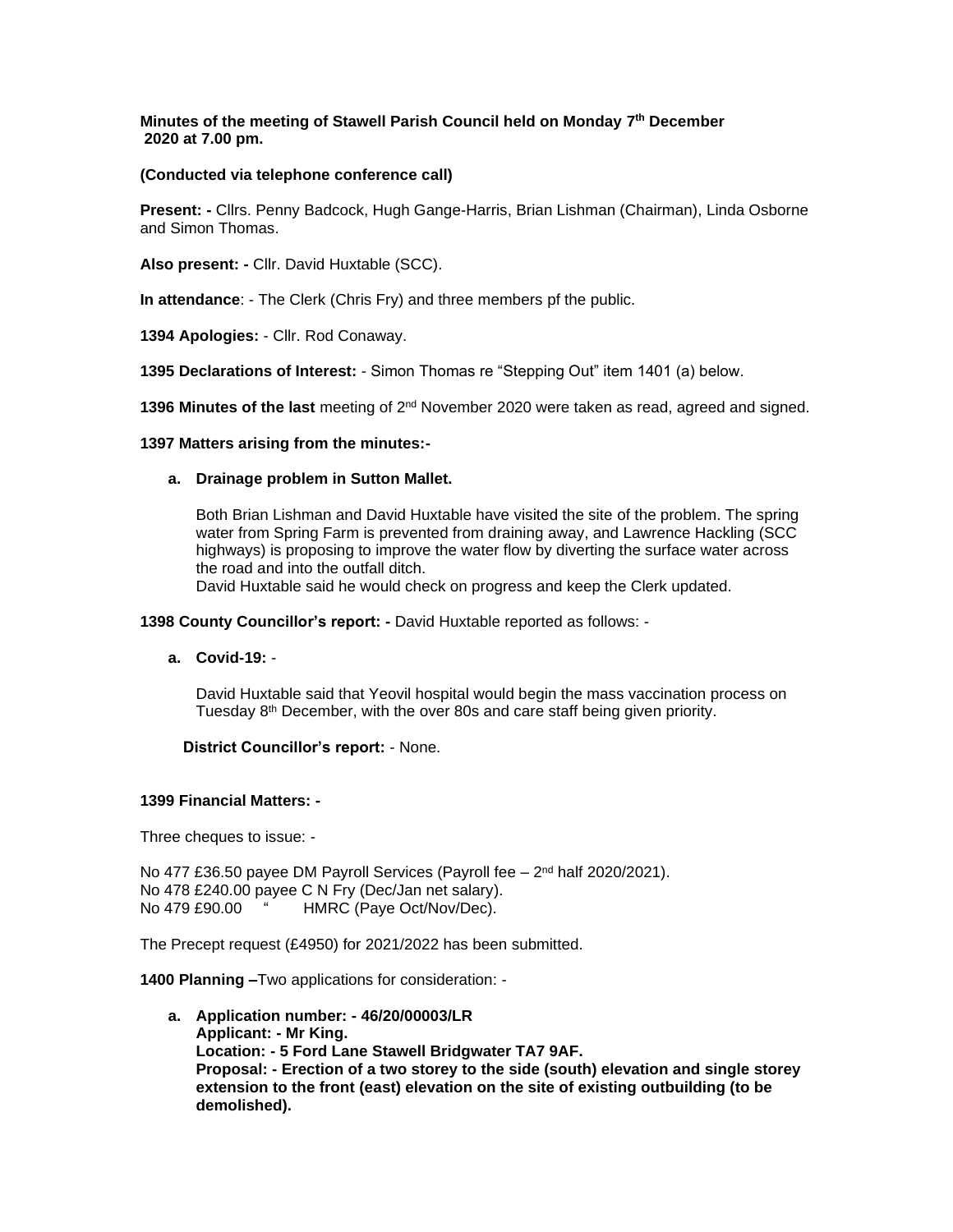**Minutes of the meeting of Stawell Parish Council held on Monday 7th December 2020 at 7.00 pm.**

**(Conducted via telephone conference call)**

**Present: -** Cllrs. Penny Badcock, Hugh Gange-Harris, Brian Lishman (Chairman), Linda Osborne and Simon Thomas.

**Also present: -** Cllr. David Huxtable (SCC).

**In attendance**: - The Clerk (Chris Fry) and three members pf the public.

**1394 Apologies:** - Cllr. Rod Conaway.

**1395 Declarations of Interest:** - Simon Thomas re "Stepping Out" item 1401 (a) below.

**1396 Minutes of the last** meeting of 2nd November 2020 were taken as read, agreed and signed.

**1397 Matters arising from the minutes:-**

**a. Drainage problem in Sutton Mallet.**

Both Brian Lishman and David Huxtable have visited the site of the problem. The spring water from Spring Farm is prevented from draining away, and Lawrence Hackling (SCC highways) is proposing to improve the water flow by diverting the surface water across the road and into the outfall ditch.
David Huxtable said he would check on progress and keep the Clerk updated.

**1398 County Councillor's report: -** David Huxtable reported as follows: -

**a. Covid-19:** -

David Huxtable said that Yeovil hospital would begin the mass vaccination process on Tuesday 8th December, with the over 80s and care staff being given priority.

**District Councillor's report:** - None.

**1399 Financial Matters: -**

Three cheques to issue: -

No 477 £36.50 payee DM Payroll Services (Payroll fee – 2nd half 2020/2021).
No 478 £240.00 payee C N Fry (Dec/Jan net salary).
No 479 £90.00 " HMRC (Paye Oct/Nov/Dec).

The Precept request (£4950) for 2021/2022 has been submitted.

**1400 Planning –**Two applications for consideration: -

**a. Application number: - 46/20/00003/LR**
**Applicant: - Mr King.**
**Location: - 5 Ford Lane Stawell Bridgwater TA7 9AF.**
**Proposal: - Erection of a two storey to the side (south) elevation and single storey extension to the front (east) elevation on the site of existing outbuilding (to be demolished).**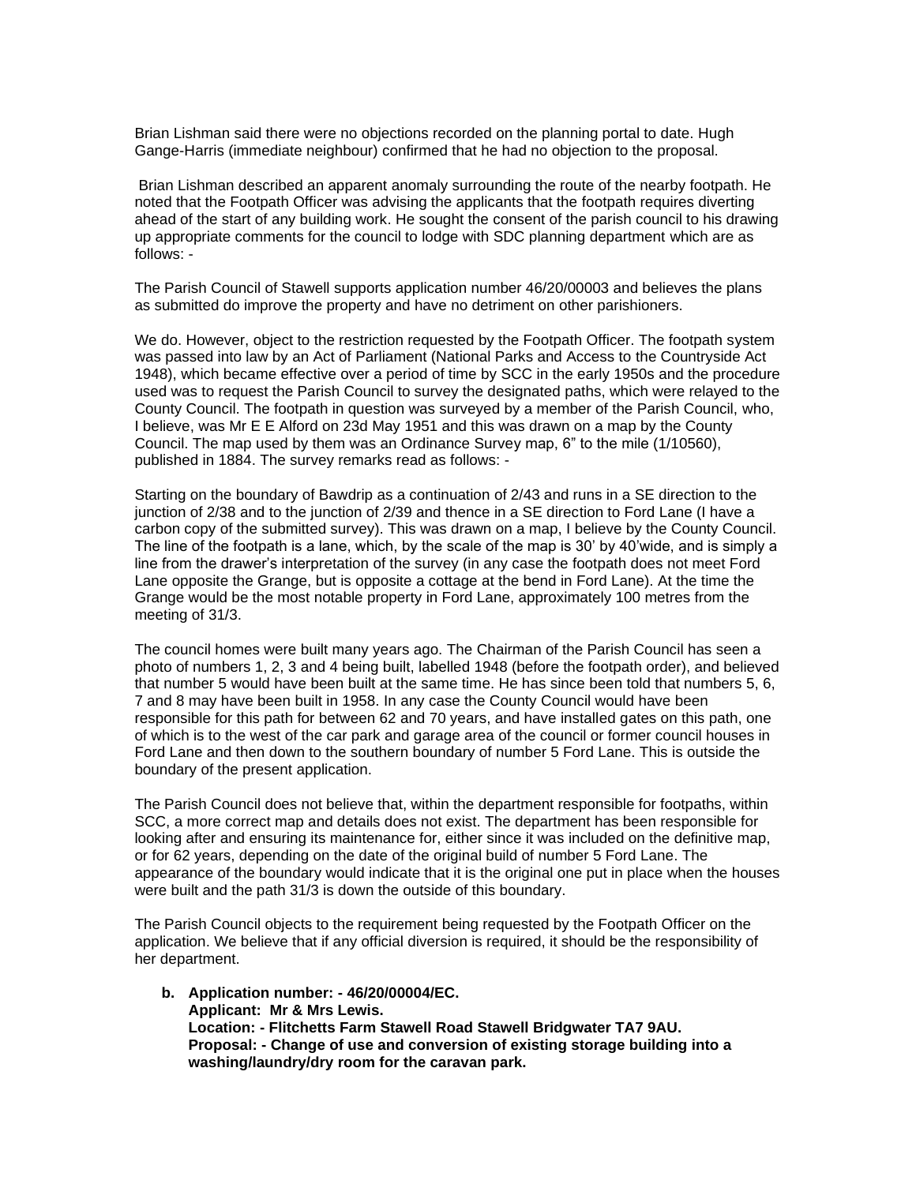Brian Lishman said there were no objections recorded on the planning portal to date. Hugh Gange-Harris (immediate neighbour) confirmed that he had no objection to the proposal.

Brian Lishman described an apparent anomaly surrounding the route of the nearby footpath. He noted that the Footpath Officer was advising the applicants that the footpath requires diverting ahead of the start of any building work. He sought the consent of the parish council to his drawing up appropriate comments for the council to lodge with SDC planning department which are as follows: -

The Parish Council of Stawell supports application number 46/20/00003 and believes the plans as submitted do improve the property and have no detriment on other parishioners.

We do. However, object to the restriction requested by the Footpath Officer. The footpath system was passed into law by an Act of Parliament (National Parks and Access to the Countryside Act 1948), which became effective over a period of time by SCC in the early 1950s and the procedure used was to request the Parish Council to survey the designated paths, which were relayed to the County Council. The footpath in question was surveyed by a member of the Parish Council, who, I believe, was Mr E E Alford on 23d May 1951 and this was drawn on a map by the County Council. The map used by them was an Ordinance Survey map, 6" to the mile (1/10560), published in 1884. The survey remarks read as follows: -

Starting on the boundary of Bawdrip as a continuation of 2/43 and runs in a SE direction to the junction of 2/38 and to the junction of 2/39 and thence in a SE direction to Ford Lane (I have a carbon copy of the submitted survey). This was drawn on a map, I believe by the County Council. The line of the footpath is a lane, which, by the scale of the map is 30' by 40'wide, and is simply a line from the drawer's interpretation of the survey (in any case the footpath does not meet Ford Lane opposite the Grange, but is opposite a cottage at the bend in Ford Lane). At the time the Grange would be the most notable property in Ford Lane, approximately 100 metres from the meeting of 31/3.

The council homes were built many years ago. The Chairman of the Parish Council has seen a photo of numbers 1, 2, 3 and 4 being built, labelled 1948 (before the footpath order), and believed that number 5 would have been built at the same time. He has since been told that numbers 5, 6, 7 and 8 may have been built in 1958. In any case the County Council would have been responsible for this path for between 62 and 70 years, and have installed gates on this path, one of which is to the west of the car park and garage area of the council or former council houses in Ford Lane and then down to the southern boundary of number 5 Ford Lane. This is outside the boundary of the present application.

The Parish Council does not believe that, within the department responsible for footpaths, within SCC, a more correct map and details does not exist. The department has been responsible for looking after and ensuring its maintenance for, either since it was included on the definitive map, or for 62 years, depending on the date of the original build of number 5 Ford Lane. The appearance of the boundary would indicate that it is the original one put in place when the houses were built and the path 31/3 is down the outside of this boundary.

The Parish Council objects to the requirement being requested by the Footpath Officer on the application. We believe that if any official diversion is required, it should be the responsibility of her department.

**b. Application number: - 46/20/00004/EC.**
**Applicant: Mr & Mrs Lewis.**
**Location: - Flitchetts Farm Stawell Road Stawell Bridgwater TA7 9AU.**
**Proposal: - Change of use and conversion of existing storage building into a washing/laundry/dry room for the caravan park.**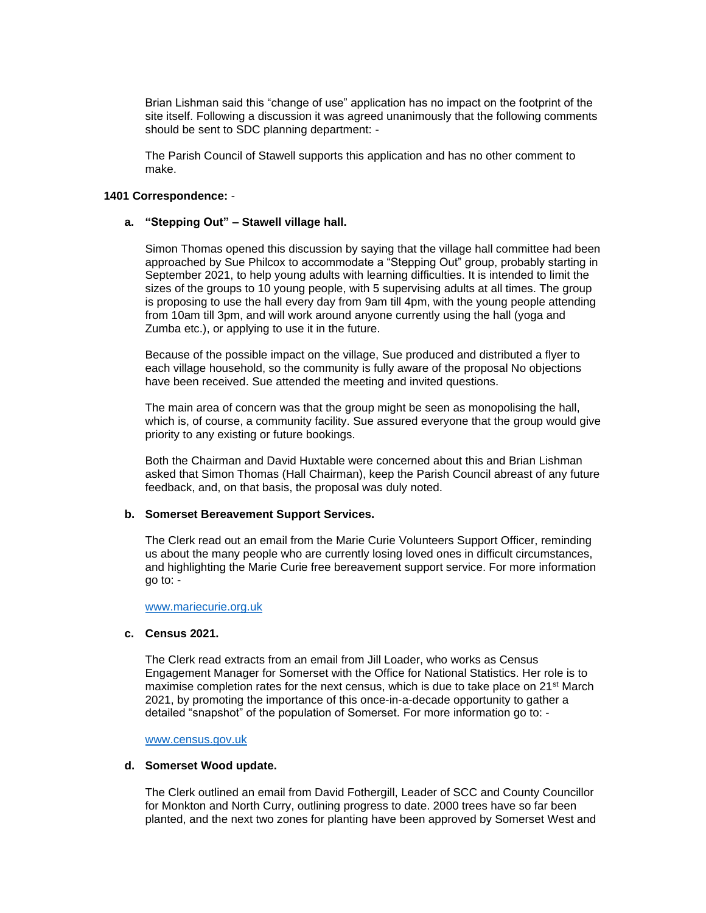Brian Lishman said this “change of use” application has no impact on the footprint of the site itself. Following a discussion it was agreed unanimously that the following comments should be sent to SDC planning department: -

The Parish Council of Stawell supports this application and has no other comment to make.

**1401 Correspondence:** -

**a. “Stepping Out” – Stawell village hall.**

Simon Thomas opened this discussion by saying that the village hall committee had been approached by Sue Philcox to accommodate a “Stepping Out” group, probably starting in September 2021, to help young adults with learning difficulties. It is intended to limit the sizes of the groups to 10 young people, with 5 supervising adults at all times. The group is proposing to use the hall every day from 9am till 4pm, with the young people attending from 10am till 3pm, and will work around anyone currently using the hall (yoga and Zumba etc.), or applying to use it in the future.

Because of the possible impact on the village, Sue produced and distributed a flyer to each village household, so the community is fully aware of the proposal No objections have been received. Sue attended the meeting and invited questions.

The main area of concern was that the group might be seen as monopolising the hall, which is, of course, a community facility. Sue assured everyone that the group would give priority to any existing or future bookings.

Both the Chairman and David Huxtable were concerned about this and Brian Lishman asked that Simon Thomas (Hall Chairman), keep the Parish Council abreast of any future feedback, and, on that basis, the proposal was duly noted.

**b. Somerset Bereavement Support Services.**

The Clerk read out an email from the Marie Curie Volunteers Support Officer, reminding us about the many people who are currently losing loved ones in difficult circumstances, and highlighting the Marie Curie free bereavement support service. For more information go to: -

www.mariecurie.org.uk

**c. Census 2021.**

The Clerk read extracts from an email from Jill Loader, who works as Census Engagement Manager for Somerset with the Office for National Statistics. Her role is to maximise completion rates for the next census, which is due to take place on 21st March 2021, by promoting the importance of this once-in-a-decade opportunity to gather a detailed “snapshot” of the population of Somerset. For more information go to: -

www.census.gov.uk

**d. Somerset Wood update.**

The Clerk outlined an email from David Fothergill, Leader of SCC and County Councillor for Monkton and North Curry, outlining progress to date. 2000 trees have so far been planted, and the next two zones for planting have been approved by Somerset West and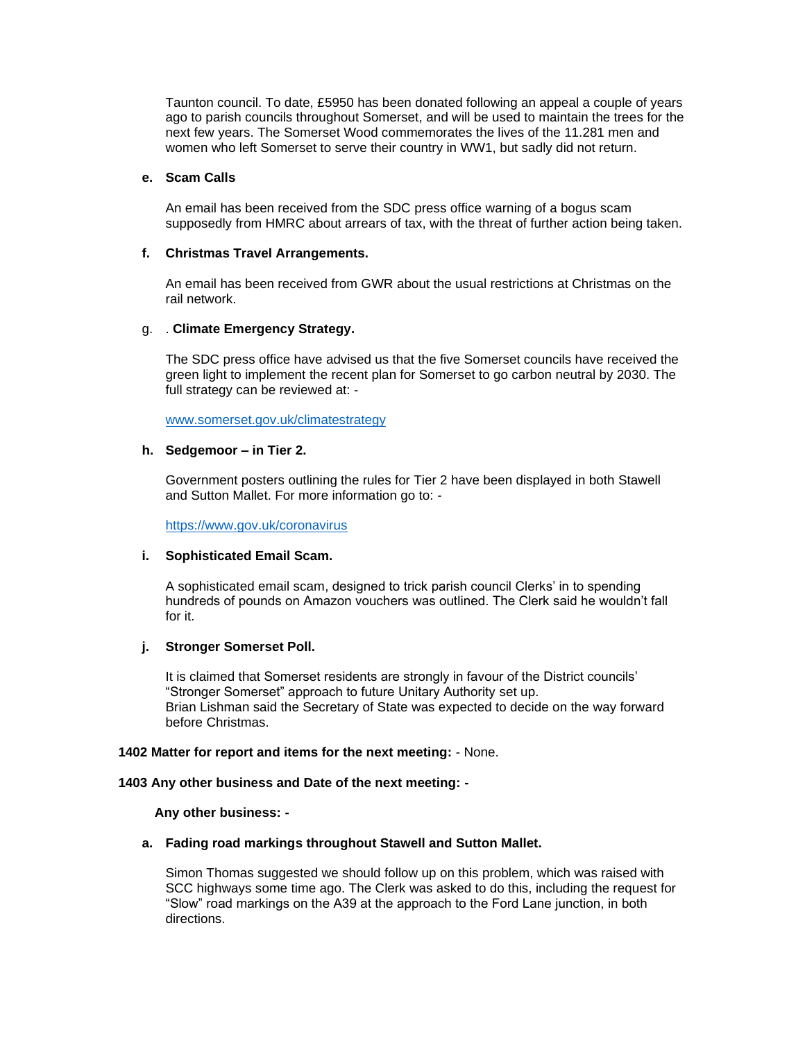Taunton council. To date, £5950 has been donated following an appeal a couple of years ago to parish councils throughout Somerset, and will be used to maintain the trees for the next few years. The Somerset Wood commemorates the lives of the 11.281 men and women who left Somerset to serve their country in WW1, but sadly did not return.

**e. Scam Calls**

An email has been received from the SDC press office warning of a bogus scam supposedly from HMRC about arrears of tax, with the threat of further action being taken.

**f. Christmas Travel Arrangements.**

An email has been received from GWR about the usual restrictions at Christmas on the rail network.

g. . **Climate Emergency Strategy.**

The SDC press office have advised us that the five Somerset councils have received the green light to implement the recent plan for Somerset to go carbon neutral by 2030. The full strategy can be reviewed at: -

www.somerset.gov.uk/climatestrategy

**h. Sedgemoor – in Tier 2.**

Government posters outlining the rules for Tier 2 have been displayed in both Stawell and Sutton Mallet. For more information go to: -

https://www.gov.uk/coronavirus

**i. Sophisticated Email Scam.**

A sophisticated email scam, designed to trick parish council Clerks' in to spending hundreds of pounds on Amazon vouchers was outlined. The Clerk said he wouldn't fall for it.

**j. Stronger Somerset Poll.**

It is claimed that Somerset residents are strongly in favour of the District councils' "Stronger Somerset" approach to future Unitary Authority set up.
Brian Lishman said the Secretary of State was expected to decide on the way forward before Christmas.

**1402 Matter for report and items for the next meeting:** - None.

**1403 Any other business and Date of the next meeting: -**

**Any other business: -**

**a. Fading road markings throughout Stawell and Sutton Mallet.**

Simon Thomas suggested we should follow up on this problem, which was raised with SCC highways some time ago. The Clerk was asked to do this, including the request for "Slow" road markings on the A39 at the approach to the Ford Lane junction, in both directions.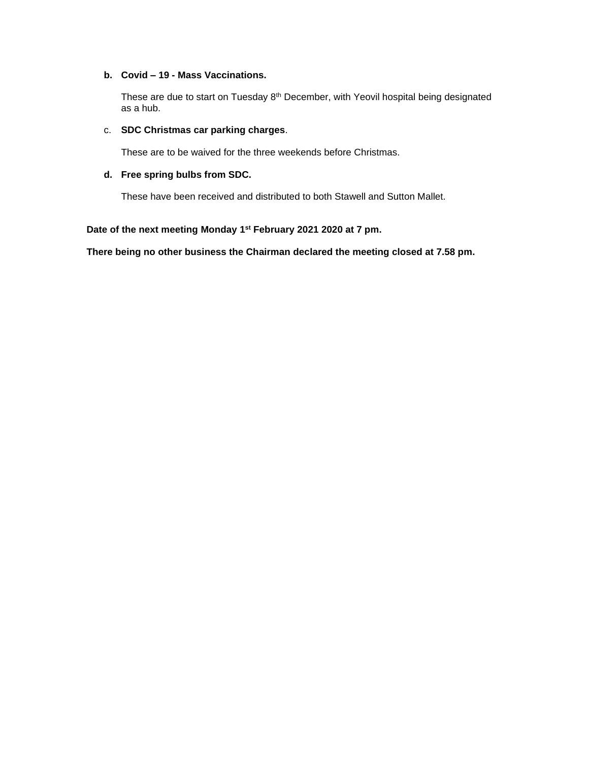**b. Covid – 19 - Mass Vaccinations.**

These are due to start on Tuesday 8th December, with Yeovil hospital being designated as a hub.

c. **SDC Christmas car parking charges**.

These are to be waived for the three weekends before Christmas.

**d. Free spring bulbs from SDC.**

These have been received and distributed to both Stawell and Sutton Mallet.

**Date of the next meeting Monday 1st February 2021 2020 at 7 pm.**

**There being no other business the Chairman declared the meeting closed at 7.58 pm.**